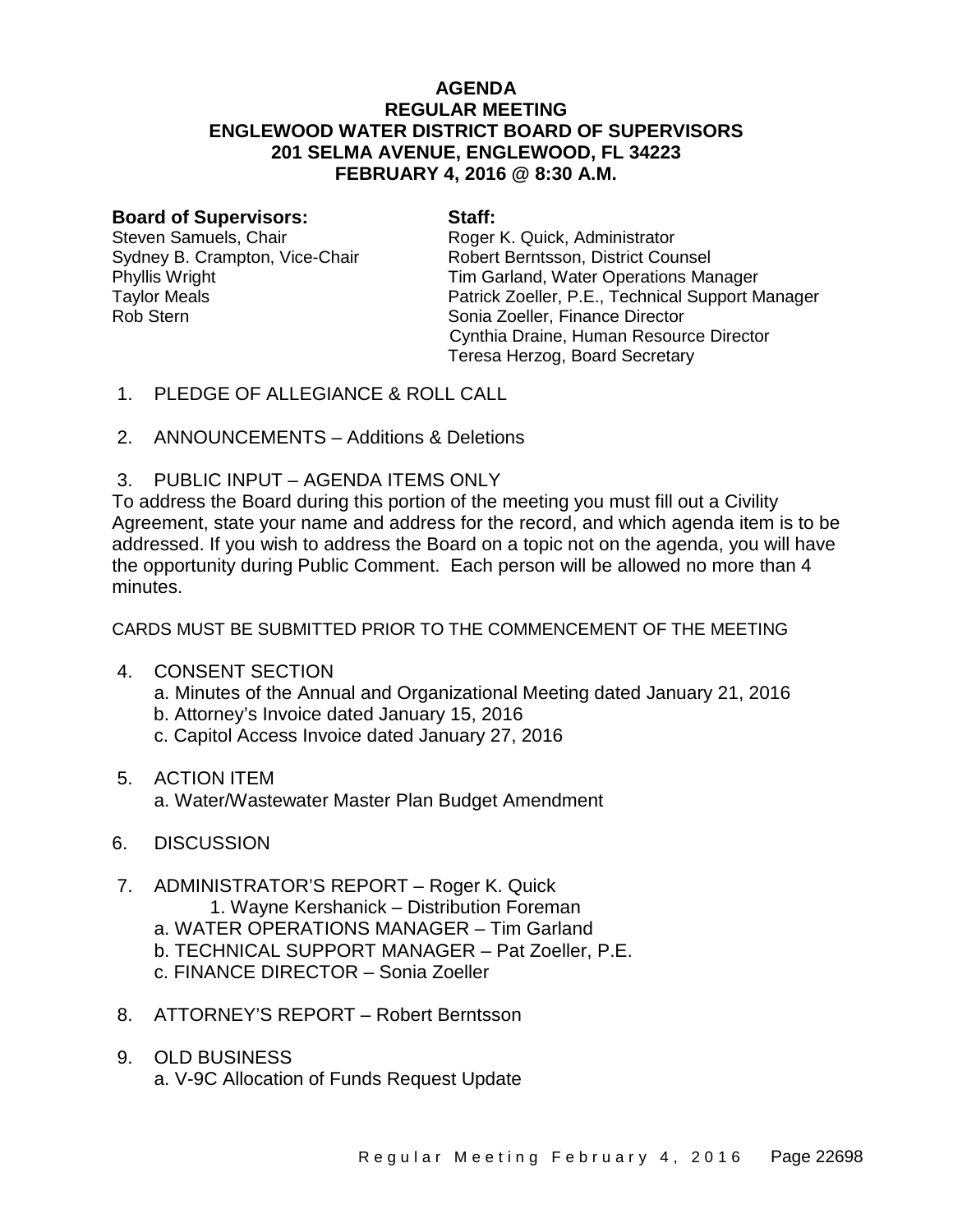# AGENDA
## REGULAR MEETING
## ENGLEWOOD WATER DISTRICT BOARD OF SUPERVISORS
## 201 SELMA AVENUE, ENGLEWOOD, FL 34223
## FEBRUARY 4, 2016 @ 8:30 A.M.

**Board of Supervisors:**
Steven Samuels, Chair
Sydney B. Crampton, Vice-Chair
Phyllis Wright
Taylor Meals
Rob Stern

**Staff:**
Roger K. Quick, Administrator
Robert Berntsson, District Counsel
Tim Garland, Water Operations Manager
Patrick Zoeller, P.E., Technical Support Manager
Sonia Zoeller, Finance Director
Cynthia Draine, Human Resource Director
Teresa Herzog, Board Secretary

1. PLEDGE OF ALLEGIANCE & ROLL CALL

2. ANNOUNCEMENTS – Additions & Deletions

3. PUBLIC INPUT – AGENDA ITEMS ONLY

To address the Board during this portion of the meeting you must fill out a Civility Agreement, state your name and address for the record, and which agenda item is to be addressed. If you wish to address the Board on a topic not on the agenda, you will have the opportunity during Public Comment. Each person will be allowed no more than 4 minutes.

CARDS MUST BE SUBMITTED PRIOR TO THE COMMENCEMENT OF THE MEETING

4. CONSENT SECTION
   a. Minutes of the Annual and Organizational Meeting dated January 21, 2016
   b. Attorney's Invoice dated January 15, 2016
   c. Capitol Access Invoice dated January 27, 2016

5. ACTION ITEM
   a. Water/Wastewater Master Plan Budget Amendment

6. DISCUSSION

7. ADMINISTRATOR'S REPORT – Roger K. Quick
   1. Wayne Kershanick – Distribution Foreman
   a. WATER OPERATIONS MANAGER – Tim Garland
   b. TECHNICAL SUPPORT MANAGER – Pat Zoeller, P.E.
   c. FINANCE DIRECTOR – Sonia Zoeller

8. ATTORNEY'S REPORT – Robert Berntsson

9. OLD BUSINESS
   a. V-9C Allocation of Funds Request Update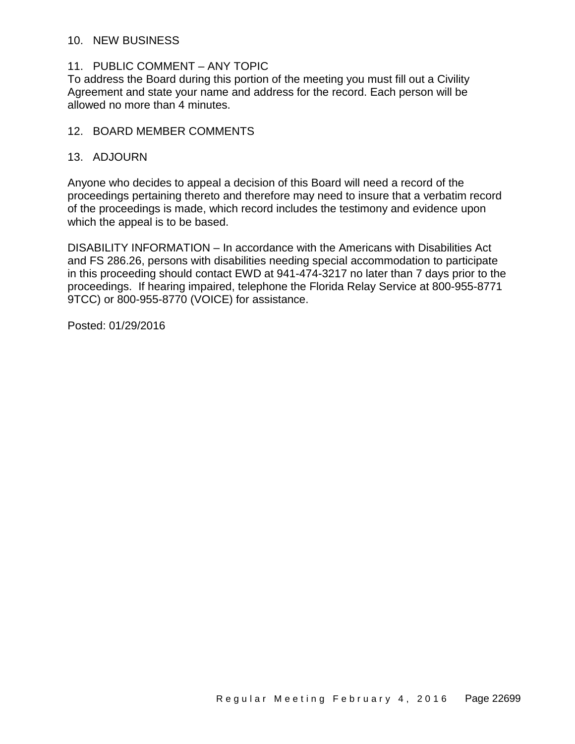10. NEW BUSINESS

11. PUBLIC COMMENT – ANY TOPIC
To address the Board during this portion of the meeting you must fill out a Civility Agreement and state your name and address for the record. Each person will be allowed no more than 4 minutes.

12. BOARD MEMBER COMMENTS

13. ADJOURN

Anyone who decides to appeal a decision of this Board will need a record of the proceedings pertaining thereto and therefore may need to insure that a verbatim record of the proceedings is made, which record includes the testimony and evidence upon which the appeal is to be based.

DISABILITY INFORMATION – In accordance with the Americans with Disabilities Act and FS 286.26, persons with disabilities needing special accommodation to participate in this proceeding should contact EWD at 941-474-3217 no later than 7 days prior to the proceedings. If hearing impaired, telephone the Florida Relay Service at 800-955-8771 9TCC) or 800-955-8770 (VOICE) for assistance.

Posted: 01/29/2016